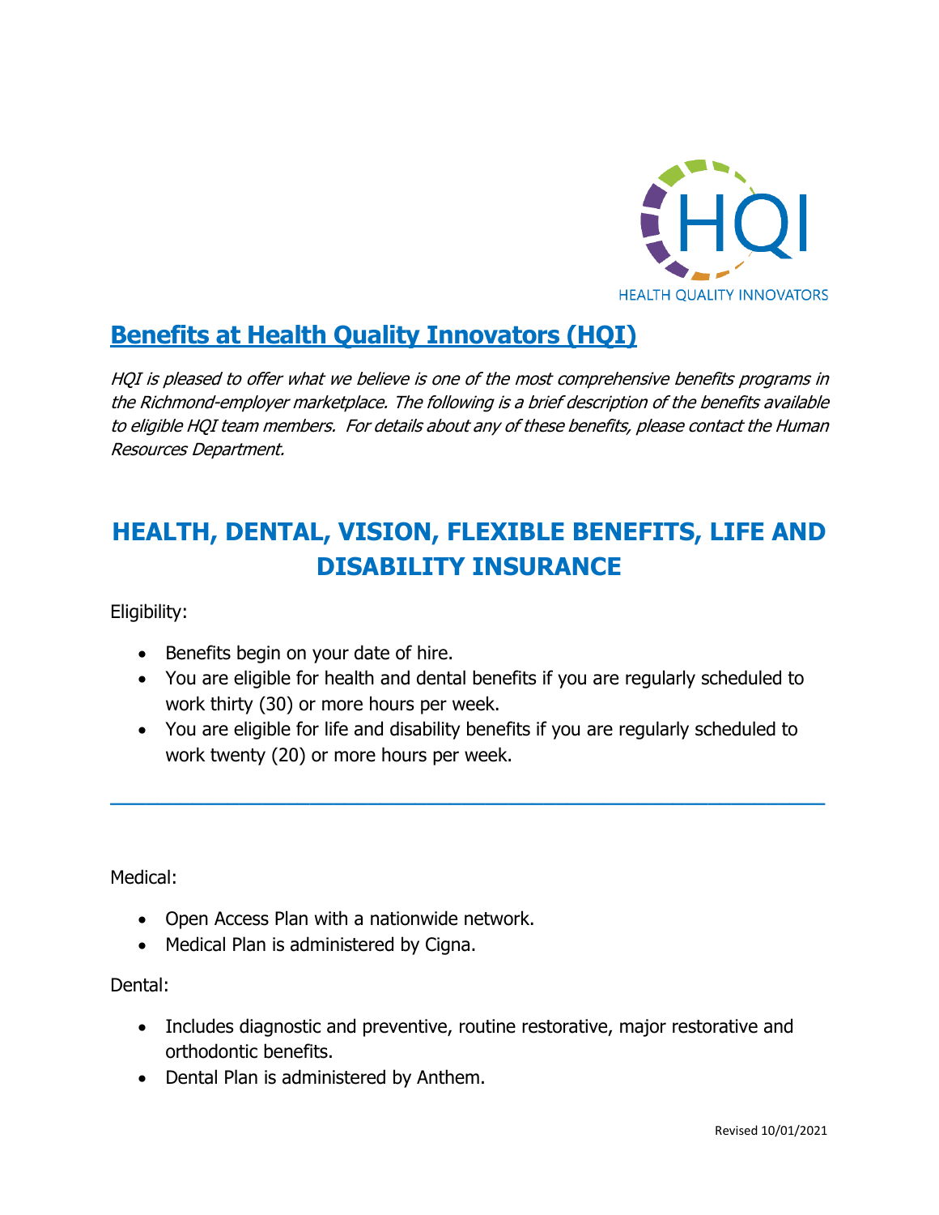# Benefits at Health Quality Innovators (HQI)

*HQI is pleased to offer what we believe is one of the most comprehensive benefits programs in the Richmond-employer marketplace. The following is a brief description of the benefits available to eligible HQI team members. For details about any of these benefits, please contact the Human Resources Department.*

## HEALTH, DENTAL, VISION, FLEXIBLE BENEFITS, LIFE AND DISABILITY INSURANCE

Eligibility:

- Benefits begin on your date of hire.
- You are eligible for health and dental benefits if you are regularly scheduled to work thirty (30) or more hours per week.
- You are eligible for life and disability benefits if you are regularly scheduled to work twenty (20) or more hours per week.

---

Medical:

- Open Access Plan with a nationwide network.
- Medical Plan is administered by Cigna.

Dental:

- Includes diagnostic and preventive, routine restorative, major restorative and orthodontic benefits.
- Dental Plan is administered by Anthem.

Revised 10/01/2021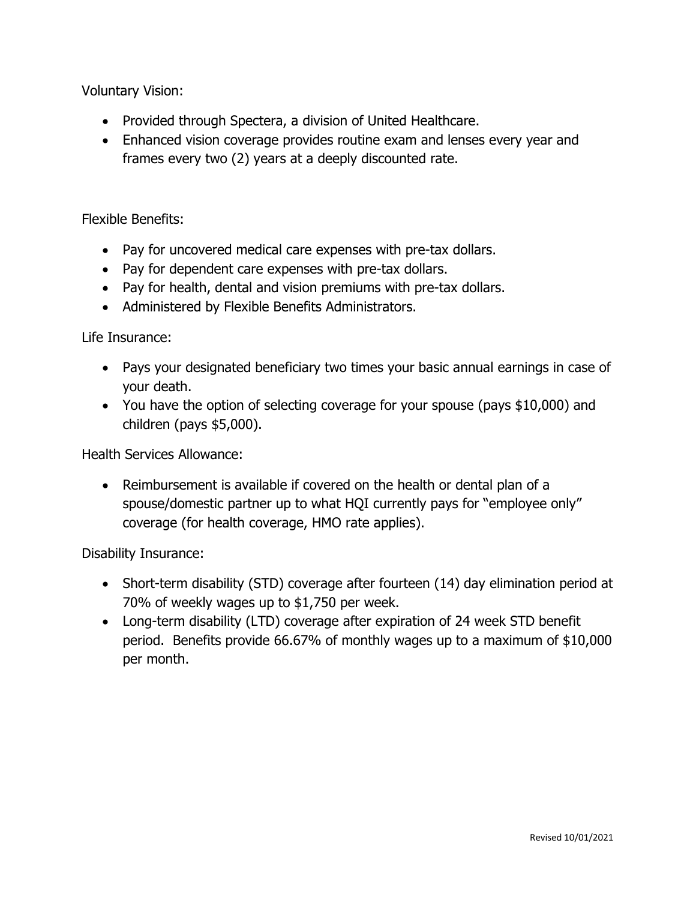Voluntary Vision:

- Provided through Spectera, a division of United Healthcare.
- Enhanced vision coverage provides routine exam and lenses every year and frames every two (2) years at a deeply discounted rate.

Flexible Benefits:

- Pay for uncovered medical care expenses with pre-tax dollars.
- Pay for dependent care expenses with pre-tax dollars.
- Pay for health, dental and vision premiums with pre-tax dollars.
- Administered by Flexible Benefits Administrators.

Life Insurance:

- Pays your designated beneficiary two times your basic annual earnings in case of your death.
- You have the option of selecting coverage for your spouse (pays $10,000) and children (pays $5,000).

Health Services Allowance:

- Reimbursement is available if covered on the health or dental plan of a spouse/domestic partner up to what HQI currently pays for "employee only" coverage (for health coverage, HMO rate applies).

Disability Insurance:

- Short-term disability (STD) coverage after fourteen (14) day elimination period at 70% of weekly wages up to $1,750 per week.
- Long-term disability (LTD) coverage after expiration of 24 week STD benefit period. Benefits provide 66.67% of monthly wages up to a maximum of $10,000 per month.

Revised 10/01/2021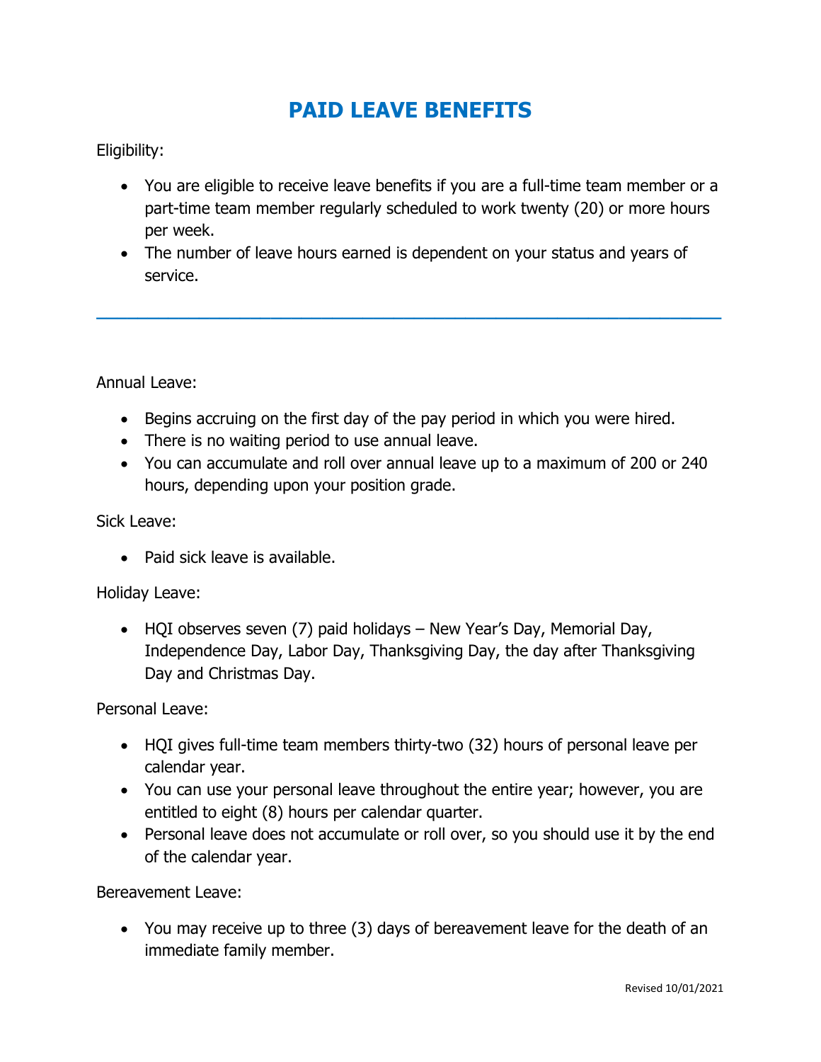# PAID LEAVE BENEFITS

Eligibility:

- You are eligible to receive leave benefits if you are a full-time team member or a part-time team member regularly scheduled to work twenty (20) or more hours per week.
- The number of leave hours earned is dependent on your status and years of service.

---

Annual Leave:

- Begins accruing on the first day of the pay period in which you were hired.
- There is no waiting period to use annual leave.
- You can accumulate and roll over annual leave up to a maximum of 200 or 240 hours, depending upon your position grade.

Sick Leave:

- Paid sick leave is available.

Holiday Leave:

- HQI observes seven (7) paid holidays – New Year's Day, Memorial Day, Independence Day, Labor Day, Thanksgiving Day, the day after Thanksgiving Day and Christmas Day.

Personal Leave:

- HQI gives full-time team members thirty-two (32) hours of personal leave per calendar year.
- You can use your personal leave throughout the entire year; however, you are entitled to eight (8) hours per calendar quarter.
- Personal leave does not accumulate or roll over, so you should use it by the end of the calendar year.

Bereavement Leave:

- You may receive up to three (3) days of bereavement leave for the death of an immediate family member.

Revised 10/01/2021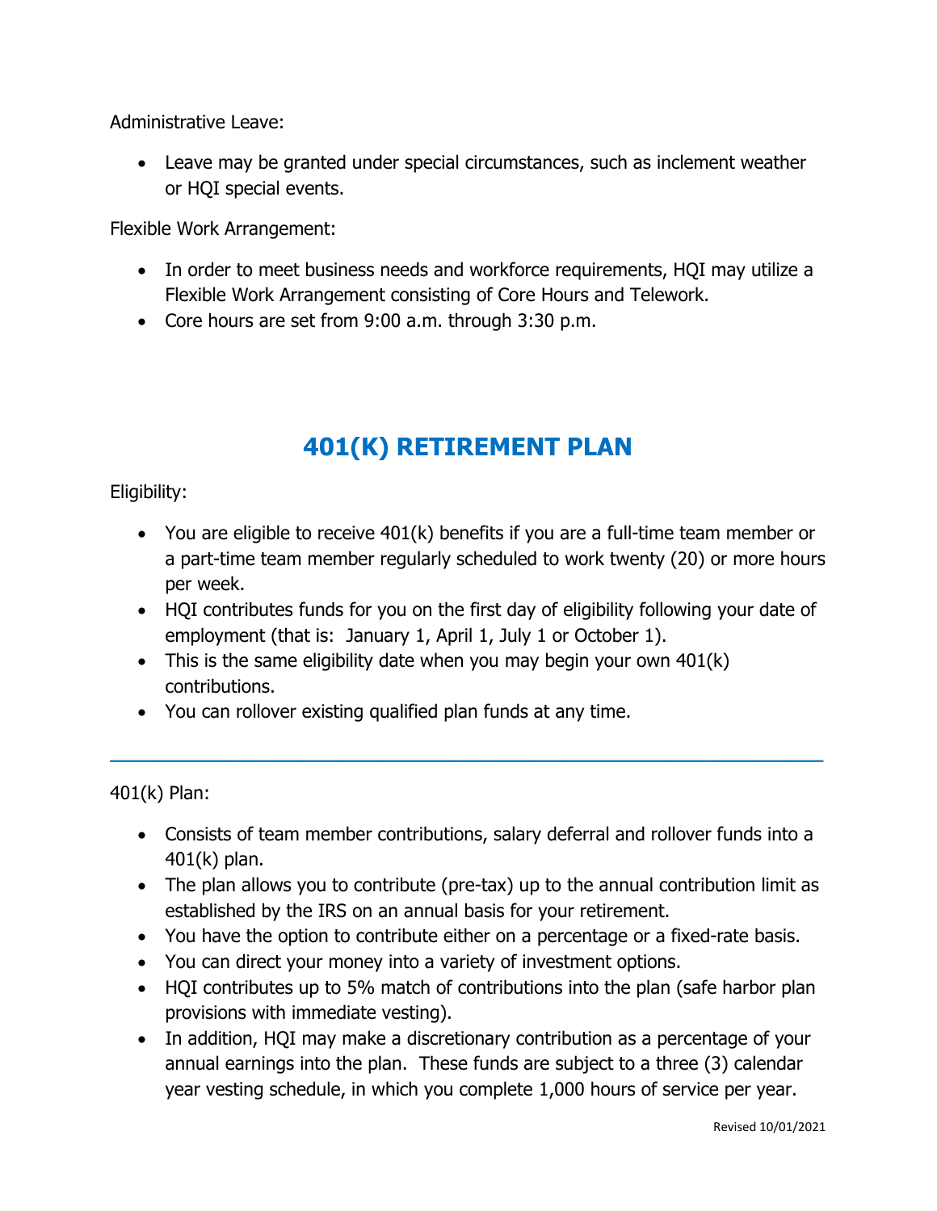Administrative Leave:

- Leave may be granted under special circumstances, such as inclement weather or HQI special events.

Flexible Work Arrangement:

- In order to meet business needs and workforce requirements, HQI may utilize a Flexible Work Arrangement consisting of Core Hours and Telework.
- Core hours are set from 9:00 a.m. through 3:30 p.m.

## 401(K) RETIREMENT PLAN

Eligibility:

- You are eligible to receive 401(k) benefits if you are a full-time team member or a part-time team member regularly scheduled to work twenty (20) or more hours per week.
- HQI contributes funds for you on the first day of eligibility following your date of employment (that is: January 1, April 1, July 1 or October 1).
- This is the same eligibility date when you may begin your own 401(k) contributions.
- You can rollover existing qualified plan funds at any time.

---

401(k) Plan:

- Consists of team member contributions, salary deferral and rollover funds into a 401(k) plan.
- The plan allows you to contribute (pre-tax) up to the annual contribution limit as established by the IRS on an annual basis for your retirement.
- You have the option to contribute either on a percentage or a fixed-rate basis.
- You can direct your money into a variety of investment options.
- HQI contributes up to 5% match of contributions into the plan (safe harbor plan provisions with immediate vesting).
- In addition, HQI may make a discretionary contribution as a percentage of your annual earnings into the plan. These funds are subject to a three (3) calendar year vesting schedule, in which you complete 1,000 hours of service per year.

Revised 10/01/2021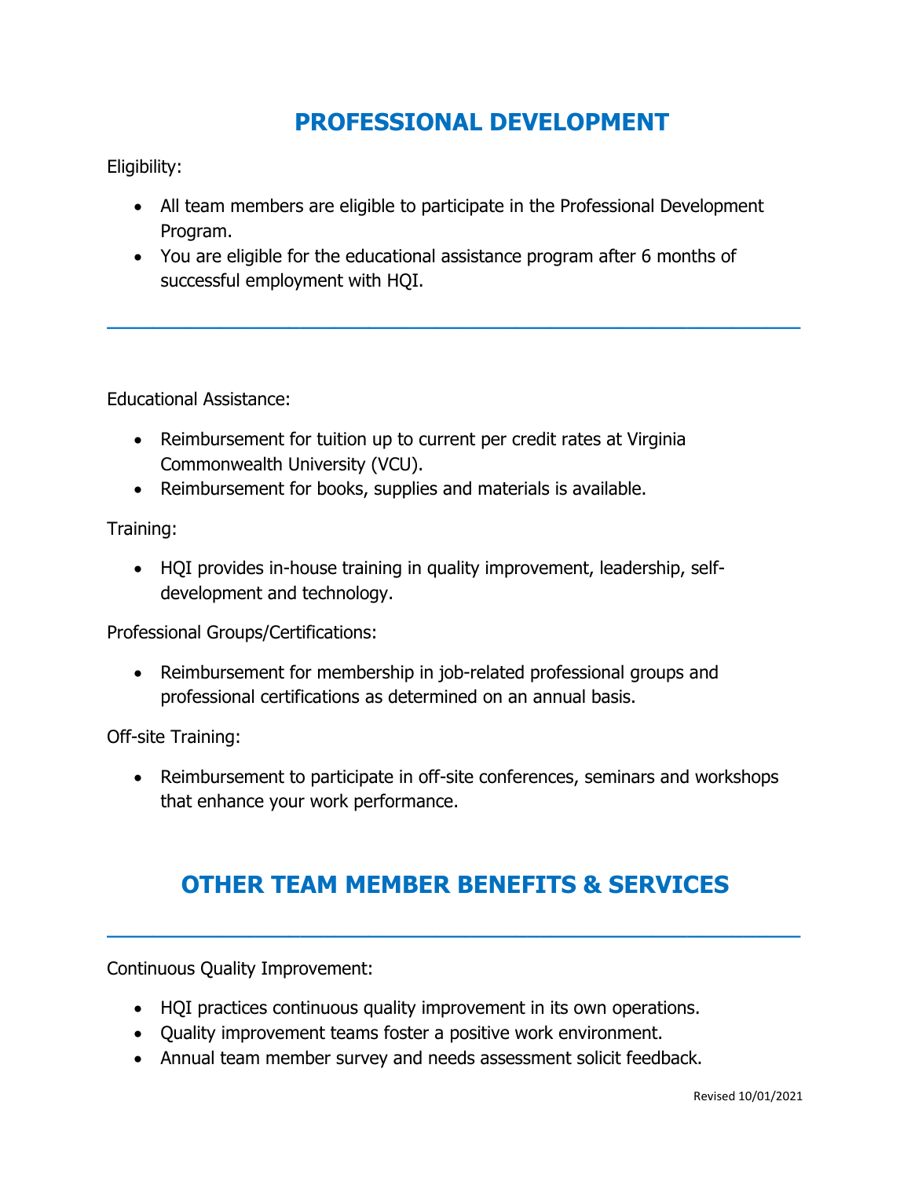# PROFESSIONAL DEVELOPMENT

Eligibility:

- All team members are eligible to participate in the Professional Development Program.
- You are eligible for the educational assistance program after 6 months of successful employment with HQI.

---

Educational Assistance:

- Reimbursement for tuition up to current per credit rates at Virginia Commonwealth University (VCU).
- Reimbursement for books, supplies and materials is available.

Training:

- HQI provides in-house training in quality improvement, leadership, self-development and technology.

Professional Groups/Certifications:

- Reimbursement for membership in job-related professional groups and professional certifications as determined on an annual basis.

Off-site Training:

- Reimbursement to participate in off-site conferences, seminars and workshops that enhance your work performance.

# OTHER TEAM MEMBER BENEFITS & SERVICES

---

Continuous Quality Improvement:

- HQI practices continuous quality improvement in its own operations.
- Quality improvement teams foster a positive work environment.
- Annual team member survey and needs assessment solicit feedback.

Revised 10/01/2021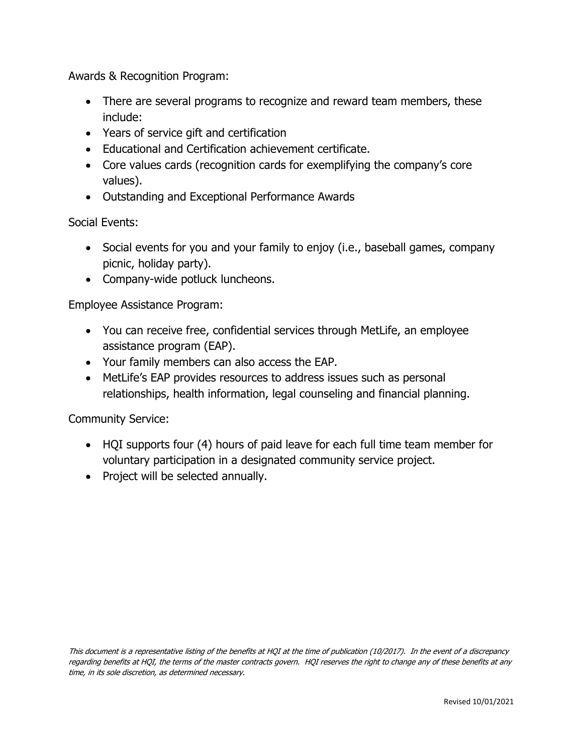Awards & Recognition Program:

- There are several programs to recognize and reward team members, these include:
- Years of service gift and certification
- Educational and Certification achievement certificate.
- Core values cards (recognition cards for exemplifying the company's core values).
- Outstanding and Exceptional Performance Awards

Social Events:

- Social events for you and your family to enjoy (i.e., baseball games, company picnic, holiday party).
- Company-wide potluck luncheons.

Employee Assistance Program:

- You can receive free, confidential services through MetLife, an employee assistance program (EAP).
- Your family members can also access the EAP.
- MetLife's EAP provides resources to address issues such as personal relationships, health information, legal counseling and financial planning.

Community Service:

- HQI supports four (4) hours of paid leave for each full time team member for voluntary participation in a designated community service project.
- Project will be selected annually.

*This document is a representative listing of the benefits at HQI at the time of publication (10/2017). In the event of a discrepancy regarding benefits at HQI, the terms of the master contracts govern. HQI reserves the right to change any of these benefits at any time, in its sole discretion, as determined necessary.*

Revised 10/01/2021